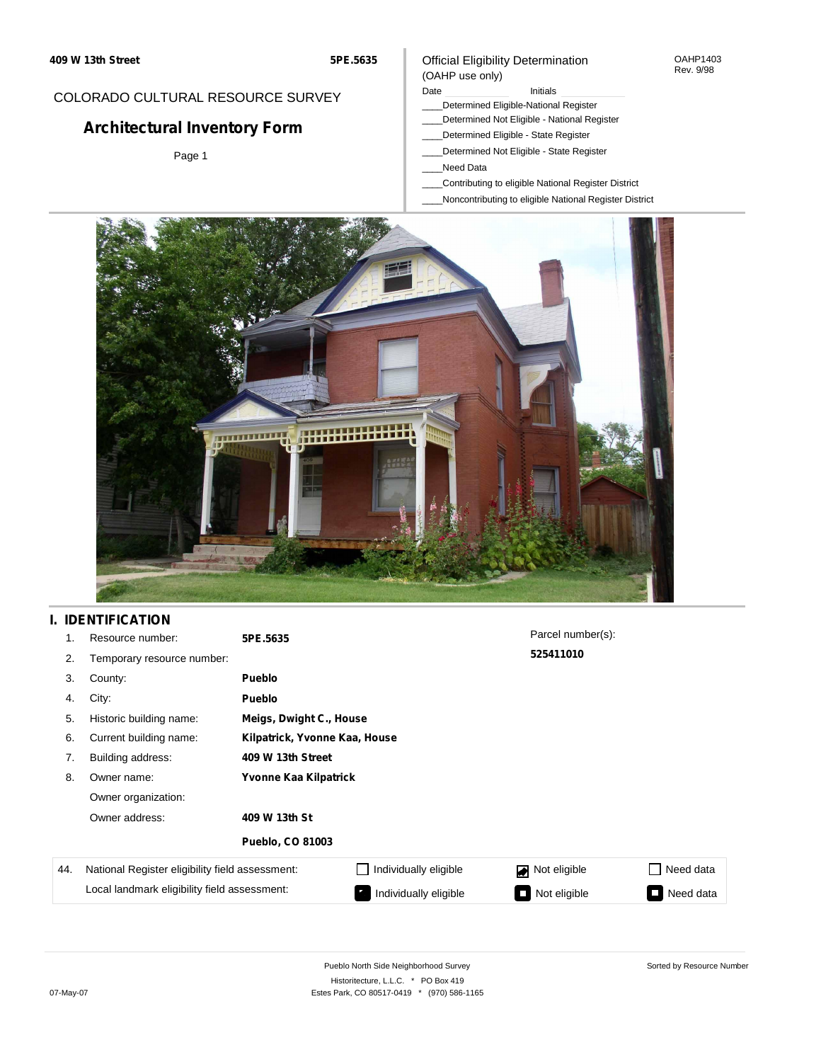409 W 13th Street 5PE.5635

COLORADO CULTURAL RESOURCE SURVEY

# Architectural Inventory Form

Page 1

Official Eligibility Determination
(OAHP use only)

OAHP1403
Rev. 9/98

Date ____________ Initials ____________

____Determined Eligible-National Register
____Determined Not Eligible - National Register
____Determined Eligible - State Register
____Determined Not Eligible - State Register
____Need Data
____Contributing to eligible National Register District
____Noncontributing to eligible National Register District

## I. IDENTIFICATION

1. Resource number: **5PE.5635**
2. Temporary resource number:
3. County: **Pueblo**
4. City: **Pueblo**
5. Historic building name: **Meigs, Dwight C., House**
6. Current building name: **Kilpatrick, Yvonne Kaa, House**
7. Building address: **409 W 13th Street**
8. Owner name: **Yvonne Kaa Kilpatrick**

   Owner organization:

   Owner address: **409 W 13th St**

   **Pueblo, CO 81003**

Parcel number(s): **525411010**

| 44. | | | | |
|---|---|---|---|---|
| National Register eligibility field assessment: | ☐ Individually eligible | ☑ Not eligible | ☐ Need data |
| Local landmark eligibility field assessment: | ■ Individually eligible | ■ Not eligible | ■ Need data |

Pueblo North Side Neighborhood Survey
Historitecture, L.L.C. * PO Box 419
Estes Park, CO 80517-0419 * (970) 586-1165

Sorted by Resource Number

07-May-07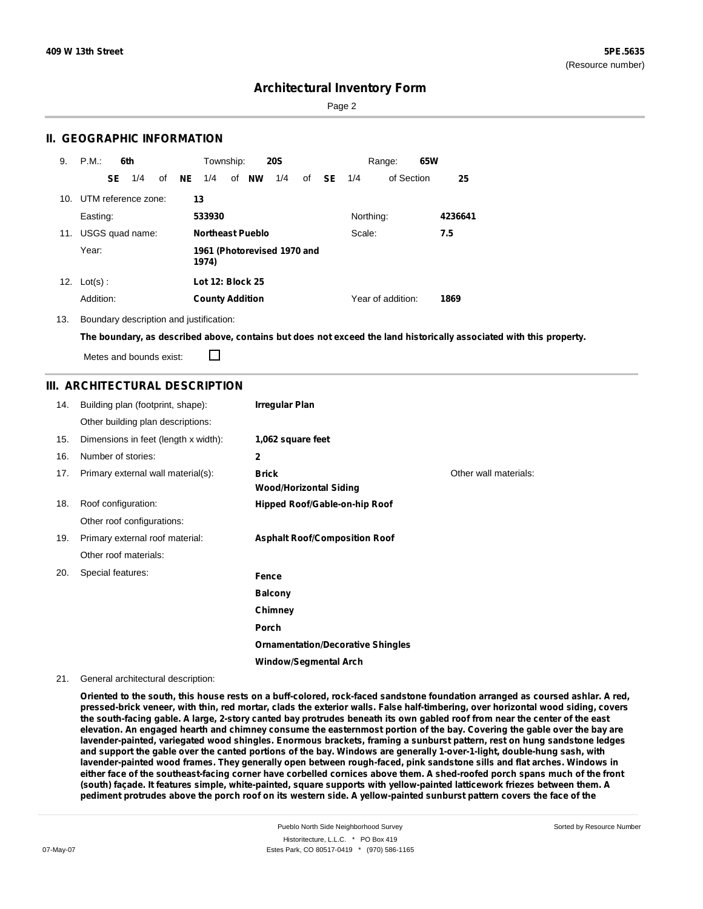409 W 13th Street

5PE.5635
(Resource number)

# Architectural Inventory Form

## II. GEOGRAPHIC INFORMATION

9. P.M.: **6th** Township: **20S** Range: **65W**

**SE** 1/4 of **NE** 1/4 of **NW** 1/4 of **SE** 1/4 of Section **25**

10. UTM reference zone: **13**

Easting: **533930** Northing: **4236641**

11. USGS quad name: **Northeast Pueblo** Scale: **7.5**

Year: **1961 (Photorevised 1970 and 1974)**

12. Lot(s) : **Lot 12: Block 25**

Addition: **County Addition** Year of addition: **1869**

13. Boundary description and justification:

**The boundary, as described above, contains but does not exceed the land historically associated with this property.**

Metes and bounds exist: ☐

## III. ARCHITECTURAL DESCRIPTION

14. Building plan (footprint, shape): **Irregular Plan**

Other building plan descriptions:

15. Dimensions in feet (length x width): **1,062 square feet**

16. Number of stories: **2**

17. Primary external wall material(s): **Brick**, **Wood/Horizontal Siding** Other wall materials:

18. Roof configuration: **Hipped Roof/Gable-on-hip Roof**

Other roof configurations:

19. Primary external roof material: **Asphalt Roof/Composition Roof**

Other roof materials:

20. Special features:

- **Fence**
- **Balcony**
- **Chimney**
- **Porch**
- **Ornamentation/Decorative Shingles**
- **Window/Segmental Arch**

21. General architectural description:

**Oriented to the south, this house rests on a buff-colored, rock-faced sandstone foundation arranged as coursed ashlar. A red, pressed-brick veneer, with thin, red mortar, clads the exterior walls. False half-timbering, over horizontal wood siding, covers the south-facing gable. A large, 2-story canted bay protrudes beneath its own gabled roof from near the center of the east elevation. An engaged hearth and chimney consume the easternmost portion of the bay. Covering the gable over the bay are lavender-painted, variegated wood shingles. Enormous brackets, framing a sunburst pattern, rest on hung sandstone ledges and support the gable over the canted portions of the bay. Windows are generally 1-over-1-light, double-hung sash, with lavender-painted wood frames. They generally open between rough-faced, pink sandstone sills and flat arches. Windows in either face of the southeast-facing corner have corbelled cornices above them. A shed-roofed porch spans much of the front (south) façade. It features simple, white-painted, square supports with yellow-painted latticework friezes between them. A pediment protrudes above the porch roof on its western side. A yellow-painted sunburst pattern covers the face of the**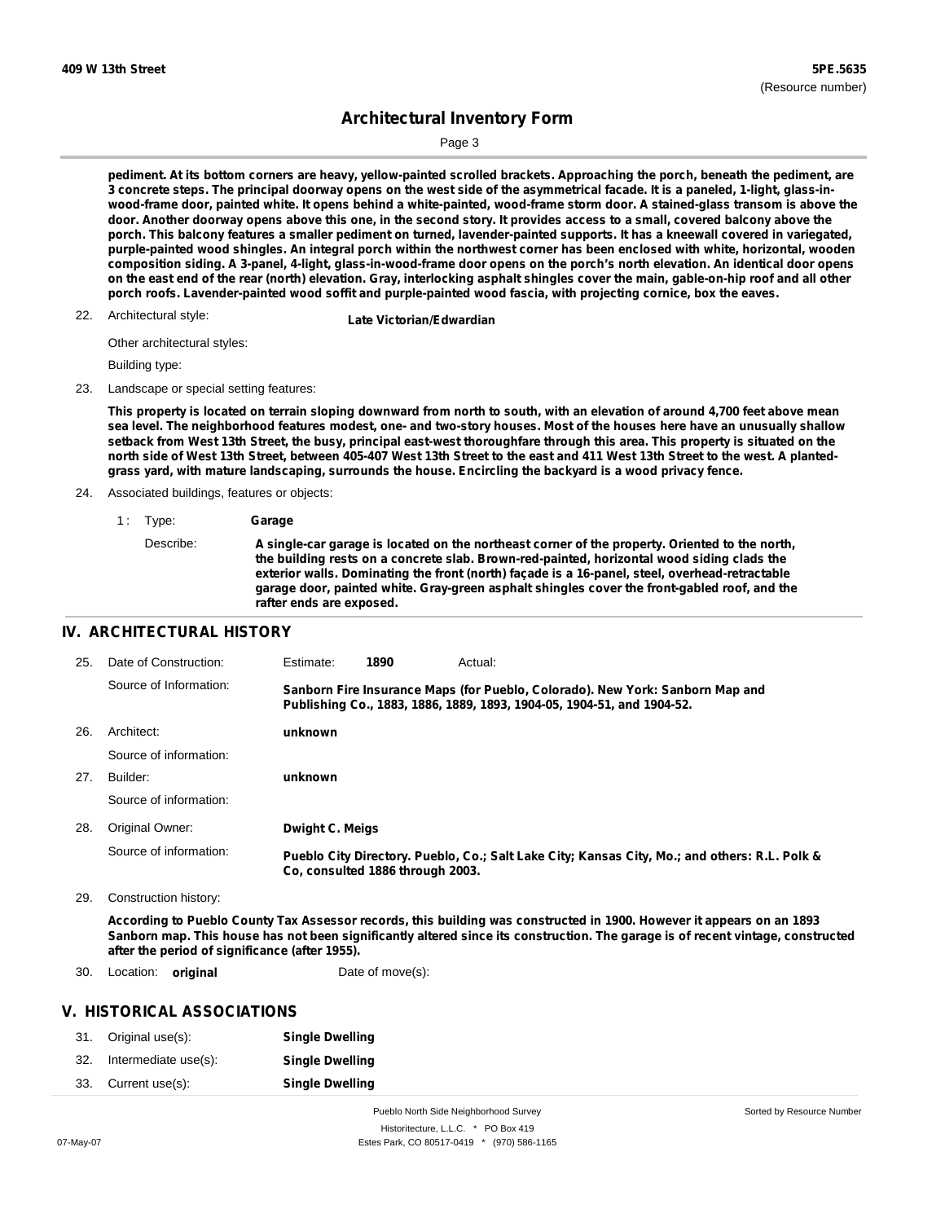**pediment. At its bottom corners are heavy, yellow-painted scrolled brackets. Approaching the porch, beneath the pediment, are 3 concrete steps. The principal doorway opens on the west side of the asymmetrical facade. It is a paneled, 1-light, glass-in-wood-frame door, painted white. It opens behind a white-painted, wood-frame storm door. A stained-glass transom is above the door. Another doorway opens above this one, in the second story. It provides access to a small, covered balcony above the porch. This balcony features a smaller pediment on turned, lavender-painted supports. It has a kneewall covered in variegated, purple-painted wood shingles. An integral porch within the northwest corner has been enclosed with white, horizontal, wooden composition siding. A 3-panel, 4-light, glass-in-wood-frame door opens on the porch's north elevation. An identical door opens on the east end of the rear (north) elevation. Gray, interlocking asphalt shingles cover the main, gable-on-hip roof and all other porch roofs. Lavender-painted wood soffit and purple-painted wood fascia, with projecting cornice, box the eaves.**

22. Architectural style: **Late Victorian/Edwardian**

    Other architectural styles:

    Building type:

23. Landscape or special setting features:

    **This property is located on terrain sloping downward from north to south, with an elevation of around 4,700 feet above mean sea level. The neighborhood features modest, one- and two-story houses. Most of the houses here have an unusually shallow setback from West 13th Street, the busy, principal east-west thoroughfare through this area. This property is situated on the north side of West 13th Street, between 405-407 West 13th Street to the east and 411 West 13th Street to the west. A planted-grass yard, with mature landscaping, surrounds the house. Encircling the backyard is a wood privacy fence.**

24. Associated buildings, features or objects:

    1 : Type: **Garage**

    Describe: **A single-car garage is located on the northeast corner of the property. Oriented to the north, the building rests on a concrete slab. Brown-red-painted, horizontal wood siding clads the exterior walls. Dominating the front (north) façade is a 16-panel, steel, overhead-retractable garage door, painted white. Gray-green asphalt shingles cover the front-gabled roof, and the rafter ends are exposed.**

## IV. ARCHITECTURAL HISTORY

25. Date of Construction: Estimate: **1890** Actual:

    Source of Information: **Sanborn Fire Insurance Maps (for Pueblo, Colorado). New York: Sanborn Map and Publishing Co., 1883, 1886, 1889, 1893, 1904-05, 1904-51, and 1904-52.**

26. Architect: **unknown**

    Source of information:

27. Builder: **unknown**

    Source of information:

28. Original Owner: **Dwight C. Meigs**

    Source of information: **Pueblo City Directory. Pueblo, Co.; Salt Lake City; Kansas City, Mo.; and others: R.L. Polk & Co, consulted 1886 through 2003.**

29. Construction history:

    **According to Pueblo County Tax Assessor records, this building was constructed in 1900. However it appears on an 1893 Sanborn map. This house has not been significantly altered since its construction. The garage is of recent vintage, constructed after the period of significance (after 1955).**

30. Location: **original** Date of move(s):

## V. HISTORICAL ASSOCIATIONS

31. Original use(s): **Single Dwelling**
32. Intermediate use(s): **Single Dwelling**
33. Current use(s): **Single Dwelling**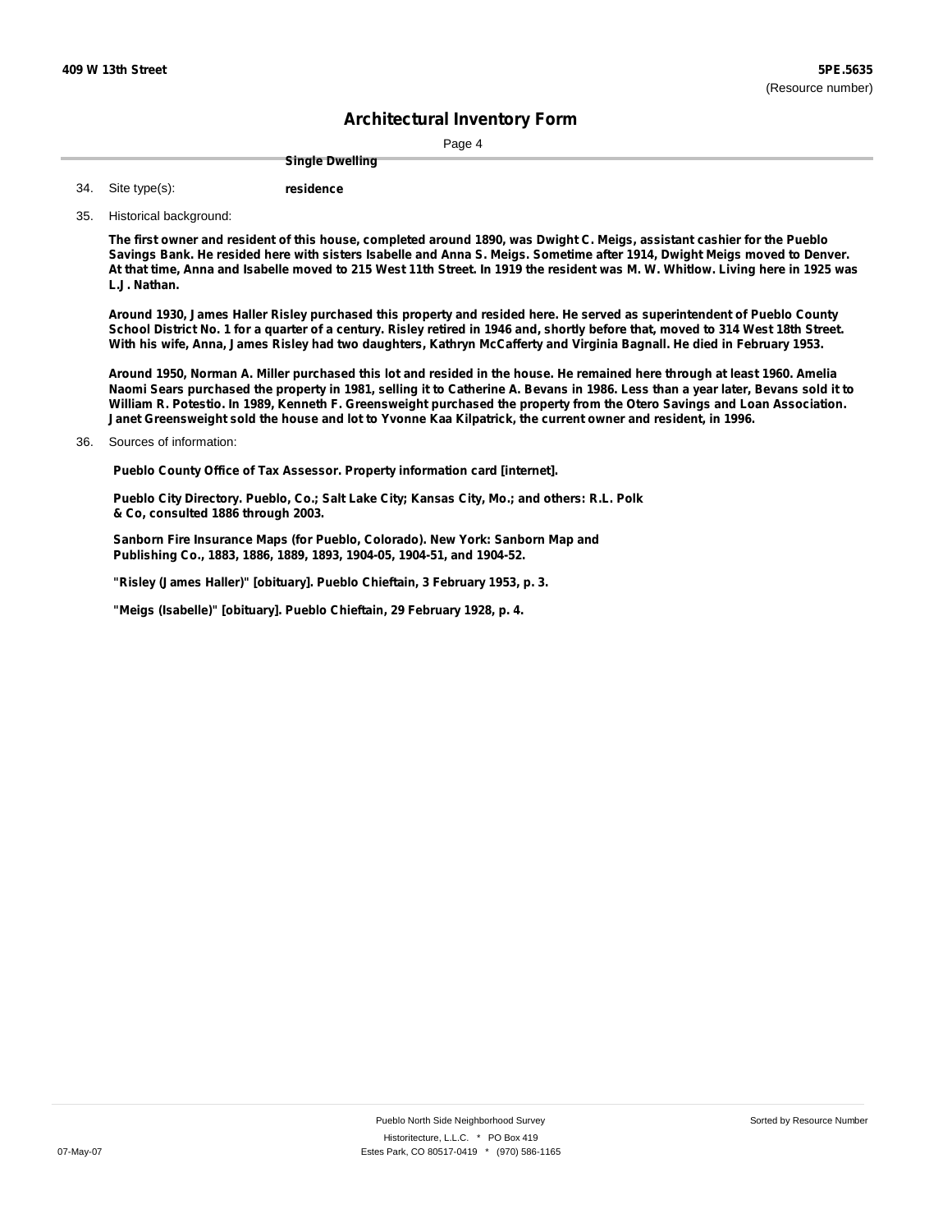Single Dwelling

34. Site type(s): **residence**

35. Historical background:

**The first owner and resident of this house, completed around 1890, was Dwight C. Meigs, assistant cashier for the Pueblo Savings Bank. He resided here with sisters Isabelle and Anna S. Meigs. Sometime after 1914, Dwight Meigs moved to Denver. At that time, Anna and Isabelle moved to 215 West 11th Street. In 1919 the resident was M. W. Whitlow. Living here in 1925 was L.J. Nathan.**

**Around 1930, James Haller Risley purchased this property and resided here. He served as superintendent of Pueblo County School District No. 1 for a quarter of a century. Risley retired in 1946 and, shortly before that, moved to 314 West 18th Street. With his wife, Anna, James Risley had two daughters, Kathryn McCafferty and Virginia Bagnall. He died in February 1953.**

**Around 1950, Norman A. Miller purchased this lot and resided in the house. He remained here through at least 1960. Amelia Naomi Sears purchased the property in 1981, selling it to Catherine A. Bevans in 1986. Less than a year later, Bevans sold it to William R. Potestio. In 1989, Kenneth F. Greensweight purchased the property from the Otero Savings and Loan Association. Janet Greensweight sold the house and lot to Yvonne Kaa Kilpatrick, the current owner and resident, in 1996.**

36. Sources of information:

**Pueblo County Office of Tax Assessor. Property information card [internet].**

**Pueblo City Directory. Pueblo, Co.; Salt Lake City; Kansas City, Mo.; and others: R.L. Polk & Co, consulted 1886 through 2003.**

**Sanborn Fire Insurance Maps (for Pueblo, Colorado). New York: Sanborn Map and Publishing Co., 1883, 1886, 1889, 1893, 1904-05, 1904-51, and 1904-52.**

**"Risley (James Haller)" [obituary]. Pueblo Chieftain, 3 February 1953, p. 3.**

**"Meigs (Isabelle)" [obituary]. Pueblo Chieftain, 29 February 1928, p. 4.**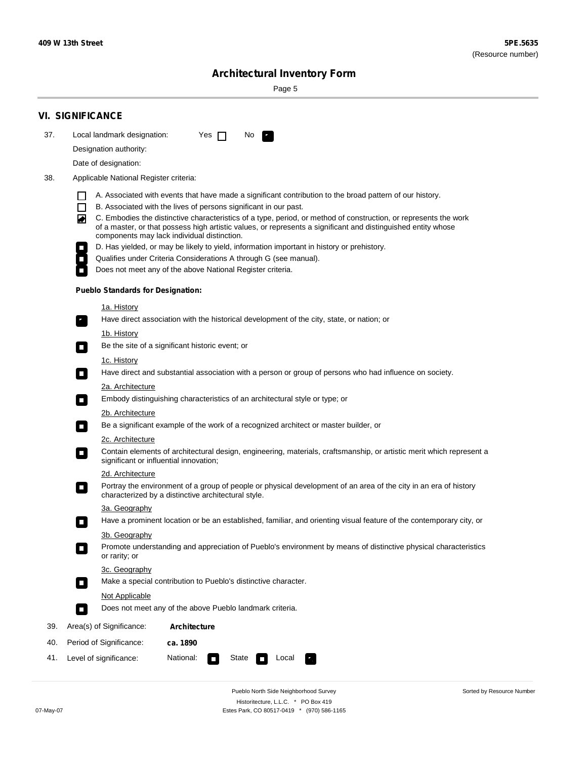## VI. SIGNIFICANCE

37. Local landmark designation: Yes ☐ No ☑

Designation authority:

Date of designation:

38. Applicable National Register criteria:

- ☐ A. Associated with events that have made a significant contribution to the broad pattern of our history.
- ☐ B. Associated with the lives of persons significant in our past.
- ☑ C. Embodies the distinctive characteristics of a type, period, or method of construction, or represents the work of a master, or that possess high artistic values, or represents a significant and distinguished entity whose components may lack individual distinction.
- ☐ D. Has yielded, or may be likely to yield, information important in history or prehistory.
- ☐ Qualifies under Criteria Considerations A through G (see manual).
- ☐ Does not meet any of the above National Register criteria.

**Pueblo Standards for Designation:**

1a. History

☑ Have direct association with the historical development of the city, state, or nation; or

1b. History

☐ Be the site of a significant historic event; or

1c. History

☐ Have direct and substantial association with a person or group of persons who had influence on society.

2a. Architecture

☐ Embody distinguishing characteristics of an architectural style or type; or

2b. Architecture

☐ Be a significant example of the work of a recognized architect or master builder, or

2c. Architecture

☐ Contain elements of architectural design, engineering, materials, craftsmanship, or artistic merit which represent a significant or influential innovation;

2d. Architecture

☐ Portray the environment of a group of people or physical development of an area of the city in an era of history characterized by a distinctive architectural style.

3a. Geography

☐ Have a prominent location or be an established, familiar, and orienting visual feature of the contemporary city, or

3b. Geography

☐ Promote understanding and appreciation of Pueblo's environment by means of distinctive physical characteristics or rarity; or

3c. Geography

☐ Make a special contribution to Pueblo's distinctive character.

Not Applicable

☐ Does not meet any of the above Pueblo landmark criteria.

39. Area(s) of Significance: **Architecture**

40. Period of Significance: **ca. 1890**

41. Level of significance: National: ☐ State ☐ Local ☑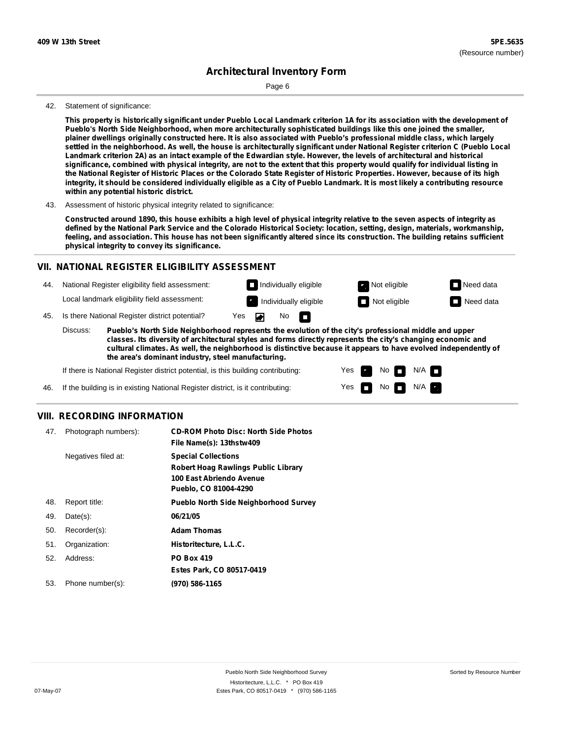42. Statement of significance:

**This property is historically significant under Pueblo Local Landmark criterion 1A for its association with the development of Pueblo's North Side Neighborhood, when more architecturally sophisticated buildings like this one joined the smaller, plainer dwellings originally constructed here. It is also associated with Pueblo's professional middle class, which largely settled in the neighborhood. As well, the house is architecturally significant under National Register criterion C (Pueblo Local Landmark criterion 2A) as an intact example of the Edwardian style. However, the levels of architectural and historical significance, combined with physical integrity, are not to the extent that this property would qualify for individual listing in the National Register of Historic Places or the Colorado State Register of Historic Properties. However, because of its high integrity, it should be considered individually eligible as a City of Pueblo Landmark. It is most likely a contributing resource within any potential historic district.**

43. Assessment of historic physical integrity related to significance:

**Constructed around 1890, this house exhibits a high level of physical integrity relative to the seven aspects of integrity as defined by the National Park Service and the Colorado Historical Society: location, setting, design, materials, workmanship, feeling, and association. This house has not been significantly altered since its construction. The building retains sufficient physical integrity to convey its significance.**

## VII. NATIONAL REGISTER ELIGIBILITY ASSESSMENT

44. National Register eligibility field assessment: ☐ Individually eligible ☑ Not eligible ☐ Need data

Local landmark eligibility field assessment: ☑ Individually eligible ☐ Not eligible ☐ Need data

45. Is there National Register district potential? Yes ☑ No ☐

Discuss: **Pueblo's North Side Neighborhood represents the evolution of the city's professional middle and upper classes. Its diversity of architectural styles and forms directly represents the city's changing economic and cultural climates. As well, the neighborhood is distinctive because it appears to have evolved independently of the area's dominant industry, steel manufacturing.**

If there is National Register district potential, is this building contributing: Yes ☑ No ☐ N/A ☐

46. If the building is in existing National Register district, is it contributing: Yes ☐ No ☐ N/A ☑

## VIII. RECORDING INFORMATION

47. Photograph numbers): **CD-ROM Photo Disc: North Side Photos**
**File Name(s): 13thstw409**

Negatives filed at: **Special Collections**
**Robert Hoag Rawlings Public Library**
**100 East Abriendo Avenue**
**Pueblo, CO 81004-4290**

48. Report title: **Pueblo North Side Neighborhood Survey**

49. Date(s): **06/21/05**

50. Recorder(s): **Adam Thomas**

51. Organization: **Historitecture, L.L.C.**

52. Address: **PO Box 419**
**Estes Park, CO 80517-0419**

53. Phone number(s): **(970) 586-1165**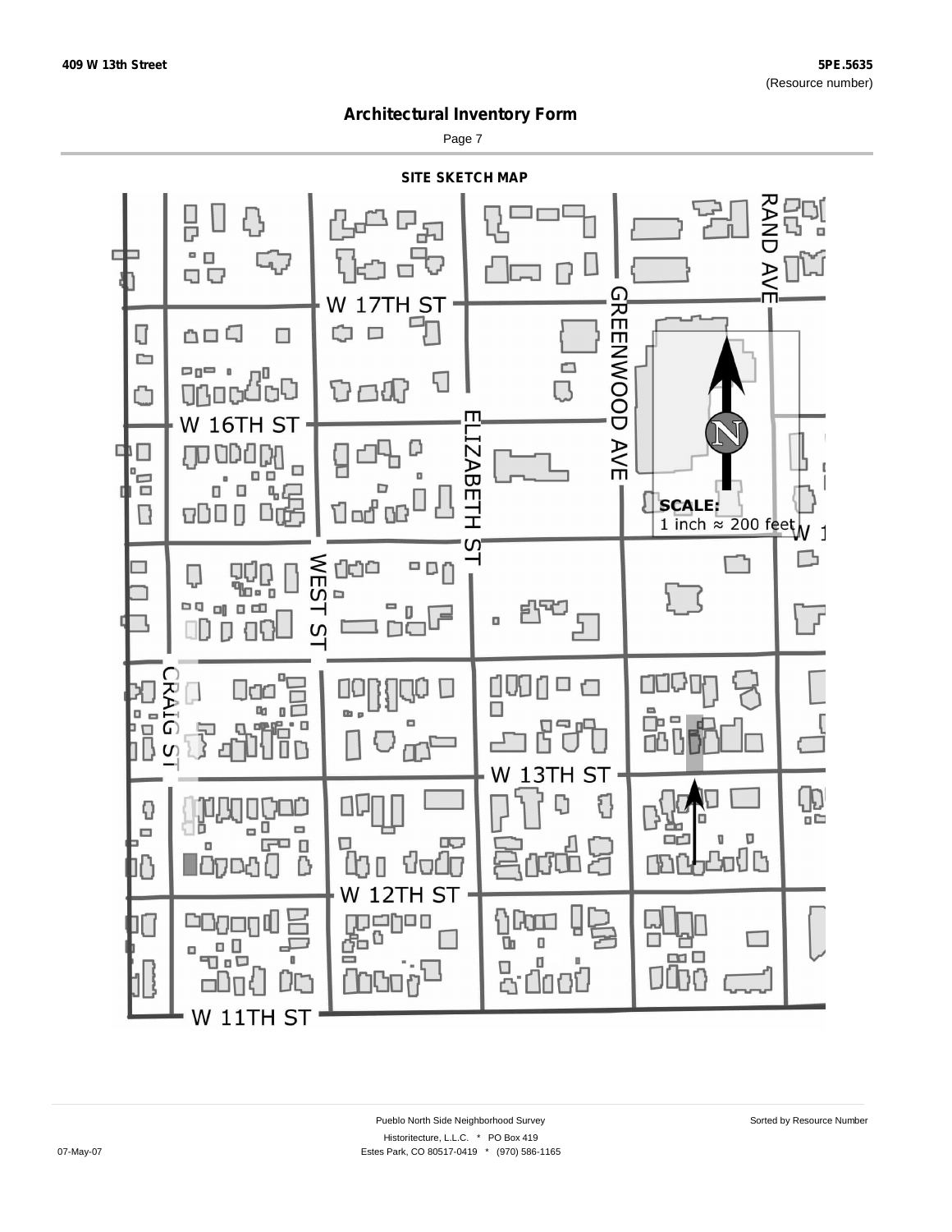## SITE SKETCH MAP

W 17TH ST

W 16TH ST

W 13TH ST

W 12TH ST

W 11TH ST

GREENWOOD AVE

RAND AVE

ELIZABETH ST

WEST ST

CRAIG ST

**SCALE:**
1 inch ≈ 200 feet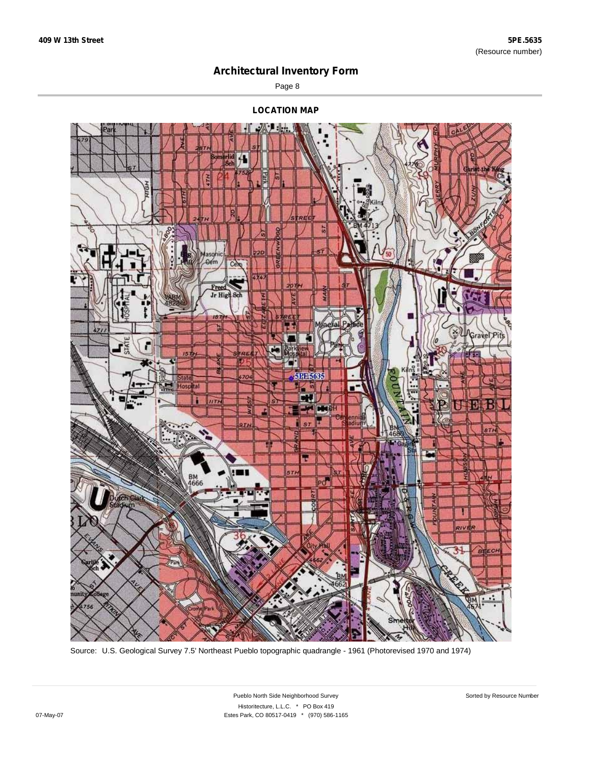## LOCATION MAP

Source: U.S. Geological Survey 7.5' Northeast Pueblo topographic quadrangle - 1961 (Photorevised 1970 and 1974)